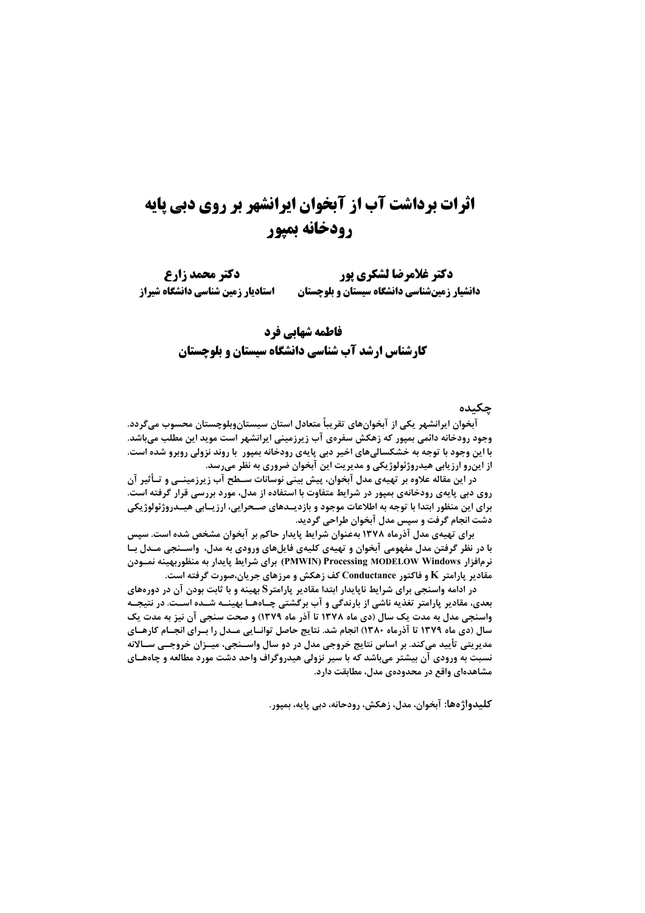# اثرات برداشت آب از آبخوان ایرانشهر بر روی دبی پایه رودخانه بمپور

**دکتر غلامرضا لشکری پور**
**دانشیار زمین‌شناسی دانشگاه سیستان و بلوچستان**

**دکتر محمد زارع**
**استادیار زمین شناسی دانشگاه شیراز**

**فاطمه شهابی فرد**
**کارشناس ارشد آب شناسی دانشگاه سیستان و بلوچستان**

## چکیده

آبخوان ایرانشهر یکی از آبخوان‌های تقریباً متعادل استان سیستان‌وبلوچستان محسوب می‌گردد. وجود رودخانه دائمی بمپور که زهکش سفره‌ی آب زیرزمینی ایرانشهر است موید این مطلب می‌باشد. با این وجود با توجه به خشکسالی‌های اخیر دبی پایه‌ی رودخانه بمپور با روند نزولی روبرو شده است. از این‌رو ارزیابی هیدروژئولوژیکی و مدیریت این آبخوان ضروری به نظر می‌رسد.

در این مقاله علاوه بر تهیه‌ی مدل آبخوان، پیش بینی نوسانات سطح آب زیرزمینی و تأثیر آن روی دبی پایه‌ی رودخانه‌ی بمپور در شرایط متفاوت با استفاده از مدل، مورد بررسی قرار گرفته است. برای این منظور ابتدا با توجه به اطلاعات موجود و بازدیدهای صحرایی، ارزیابی هیدروژئولوژیکی دشت انجام گرفت و سپس مدل آبخوان طراحی گردید.

برای تهیه‌ی مدل آذرماه ۱۳۷۸ به‌عنوان شرایط پایدار حاکم بر آبخوان مشخص شده است. سپس با در نظر گرفتن مدل مفهومی آبخوان و تهیه‌ی کلیه‌ی فایل‌های ورودی به مدل، واسنجی مدل با نرم‌افزار Processing MODELOW Windows (PMWIN) برای شرایط پایدار به منظوربهینه نمودن مقادیر پارامتر K و فاکتور Conductance کف زهکش و مرزهای جریان،صورت گرفته است.

در ادامه واسنجی برای شرایط ناپایدار ابتدا مقادیر پارامترS بهینه و با ثابت بودن آن در دوره‌های بعدی، مقادیر پارامتر تغذیه ناشی از بارندگی و آب برگشتی چاه‌ها بهینه شده است. در نتیجه واسنجی مدل به مدت یک سال (دی ماه ۱۳۷۸ تا آذر ماه ۱۳۷۹) و صحت سنجی آن نیز به مدت یک سال (دی ماه ۱۳۷۹ تا آذرماه ۱۳۸۰) انجام شد. نتایج حاصل توانایی مدل را برای انجام کارهای مدیریتی تأیید می‌کند. بر اساس نتایج خروجی مدل در دو سال واسنجی، میزان خروجی سالانه نسبت به ورودی آن بیشتر می‌باشد که با سیر نزولی هیدروگراف واحد دشت مورد مطالعه و چاه‌های مشاهده‌ای واقع در محدوده‌ی مدل، مطابقت دارد.

**کلیدواژه‌ها:** آبخوان، مدل، زهکش، رودحانه، دبی پایه، بمپور.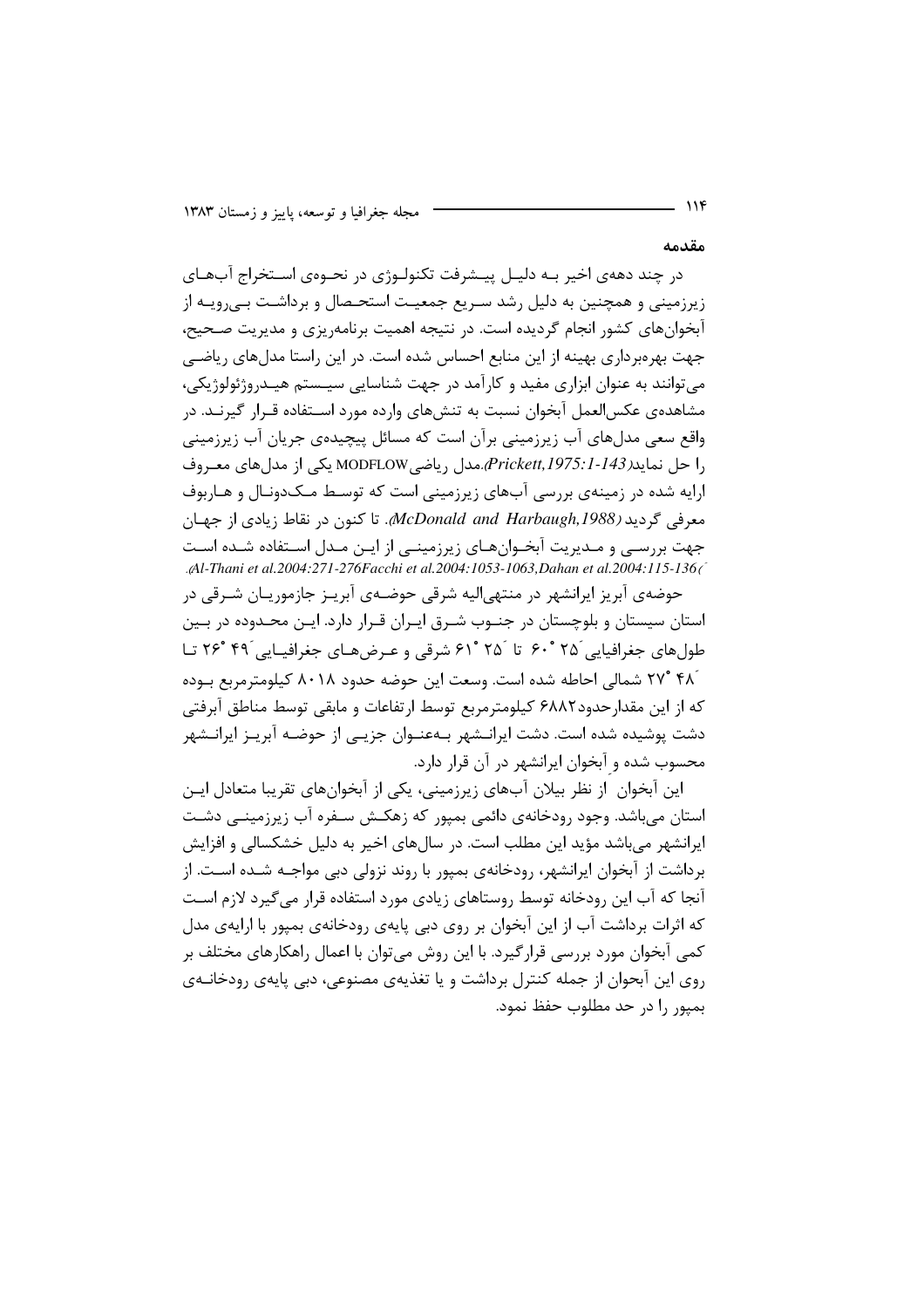## مقدمه

در چند دهه‌ی اخیر بـه دلیـل پیـشرفت تکنولـوژی در نحـوه‌ی اسـتخراج آب‌هـای زیرزمینی و همچنین به دلیل رشد سـریع جمعیـت استحـصال و برداشـت بـی‌رویـه از آبخوان‌های کشور انجام گردیده است. در نتیجه اهمیت برنامه‌ریزی و مدیریت صـحیح، جهت بهره‌برداری بهینه از این منابع احساس شده است. در این راستا مدل‌های ریاضـی می‌توانند به عنوان ابزاری مفید و کارآمد در جهت شناسایی سیـستم هیـدروژئولوژیکی، مشاهده‌ی عکس‌العمل آبخوان نسبت به تنش‌های وارده مورد اسـتفاده قـرار گیرنـد. در واقع سعی مدل‌های آب زیرزمینی برآن است که مسائل پیچیده‌ی جریان آب زیرزمینی را حل نماید(*Prickett,1975:1-143*).مدل ریاضیMODFLOW یکی از مدل‌های معـروف ارایه شده در زمینه‌ی بررسی آب‌های زیرزمینی است که توسـط مـک‌دونـال و هـاربوف معرفی گردید (*McDonald and Harbaugh,1988*). تا کنون در نقاط زیادی از جهـان جهت بررسـی و مـدیریت آبخـوان‌هـای زیرزمینـی از ایـن مـدل اسـتفاده شـده اسـت (*Al-Thani et al.2004:271-276Facchi et al.2004:1053-1063,Dahan et al.2004:115-136*).

حوضه‌ی آبریز ایرانشهر در منتهی‌الیه شرقی حوضـه‌ی آبریـز جازموریـان شـرقی در استان سیستان و بلوچستان در جنـوب شـرق ایـران قـرار دارد. ایـن محـدوده در بـین طول‌های جغرافیایی ۲۵َ °۶۰ تا ۲۵َ °۶۱ شرقی و عـرض‌هـای جغرافیـایی ۴۹َ °۲۶ تـا ۴۸َ °۲۷ شمالی احاطه شده است. وسعت این حوضه حدود ۸۰۱۸ کیلومترمربع بـوده که از این مقدارحدود۶۸۸۲ کیلومترمربع توسط ارتفاعات و مابقی توسط مناطق آبرفتی دشت پوشیده شده است. دشت ایرانـشهر بـه‌عنـوان جزیـی از حوضـه آبریـز ایرانـشهر محسوب شده و آبخوان ایرانشهر در آن قرار دارد.

این آبخوان از نظر بیلان آب‌های زیرزمینی، یکی از آبخوان‌های تقریبا متعادل ایـن استان می‌باشد. وجود رودخانه‌ی دائمی بمپور که زهکـش سـفره آب زیرزمینـی دشـت ایرانشهر می‌باشد مؤید این مطلب است. در سال‌های اخیر به دلیل خشکسالی و افزایش برداشت از آبخوان ایرانشهر، رودخانه‌ی بمپور با روند نزولی دبی مواجـه شـده اسـت. از آنجا که آب این رودخانه توسط روستاهای زیادی مورد استفاده قرار می‌گیرد لازم اسـت که اثرات برداشت آب از این آبخوان بر روی دبی پایه‌ی رودخانه‌ی بمپور با ارایه‌ی مدل کمی آبخوان مورد بررسی قرارگیرد. با این روش می‌توان با اعمال راهکارهای مختلف بر روی این آبحوان از جمله کنترل برداشت و یا تغذیه‌ی مصنوعی، دبی پایه‌ی رودخانـه‌ی بمپور را در حد مطلوب حفظ نمود.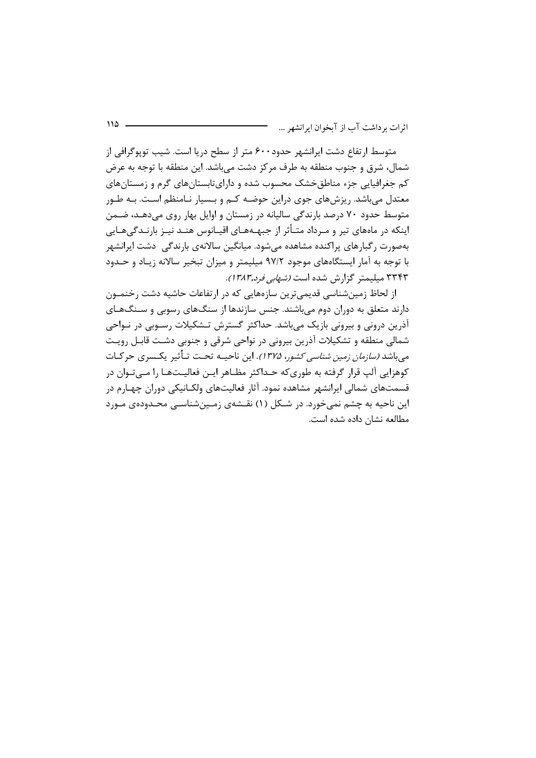متوسط ارتفاع دشت ایرانشهر حدود ۶۰۰ متر از سطح دریا است. شیب توپوگرافی از شمال، شرق و جنوب منطقه به طرف مرکز دشت می‌باشد. این منطقه با توجه به عرض کم جغرافیایی جزء مناطق‌خشک محسوب شده و دارای‌تابستان‌های گرم و زمستان‌های معتدل می‌باشد. ریزش‌های جوی دراین حوضه کم و بسیار نامنظم است. به طور متوسط حدود ۷۰ درصد بارندگی سالیانه در زمستان و اوایل بهار روی می‌دهد، ضمن اینکه در ماه‌های تیر و مرداد متأثر از جبهه‌های اقیانوس هند نیز بارندگی‌هایی به‌صورت رگبارهای پراکنده مشاهده می‌شود. میانگین سالانه‌ی بارندگی دشت ایرانشهر با توجه به آمار ایستگاه‌های موجود ۹۷/۲ میلیمتر و میزان تبخیر سالانه زیاد و حدود ۳۳۴۳ میلیمتر گزارش شده است *(شهابی فرد،۱۳۸۳)*.

از لحاظ زمین‌شناسی قدیمی‌ترین سازه‌هایی که در ارتفاعات حاشیه دشت رخنمون دارند متعلق به دوران دوم می‌باشند. جنس سازندها از سنگ‌های رسوبی و سنگ‌های آذرین درونی و بیرونی بازیک می‌باشد. حداکثر گسترش تشکیلات رسوبی در نواحی شمالی منطقه و تشکیلات آذرین بیرونی در نواحی شرقی و جنوبی دشت قابل رویت می‌باشد *(سازمان زمین شناسی کشور، ۱۳۷۵)*. این ناحیه تحت تأثیر یکسری حرکات کوهزایی آلپ قرار گرفته به طوری‌که حداکثر مظاهر این فعالیت‌ها را می‌توان در قسمت‌های شمالی ایرانشهر مشاهده نمود. آثار فعالیت‌های ولکانیکی دوران چهارم در این ناحیه به چشم نمی‌خورد. در شکل (۱) نقشه‌ی زمین‌شناسی محدوده‌ی مورد مطالعه نشان داده شده است.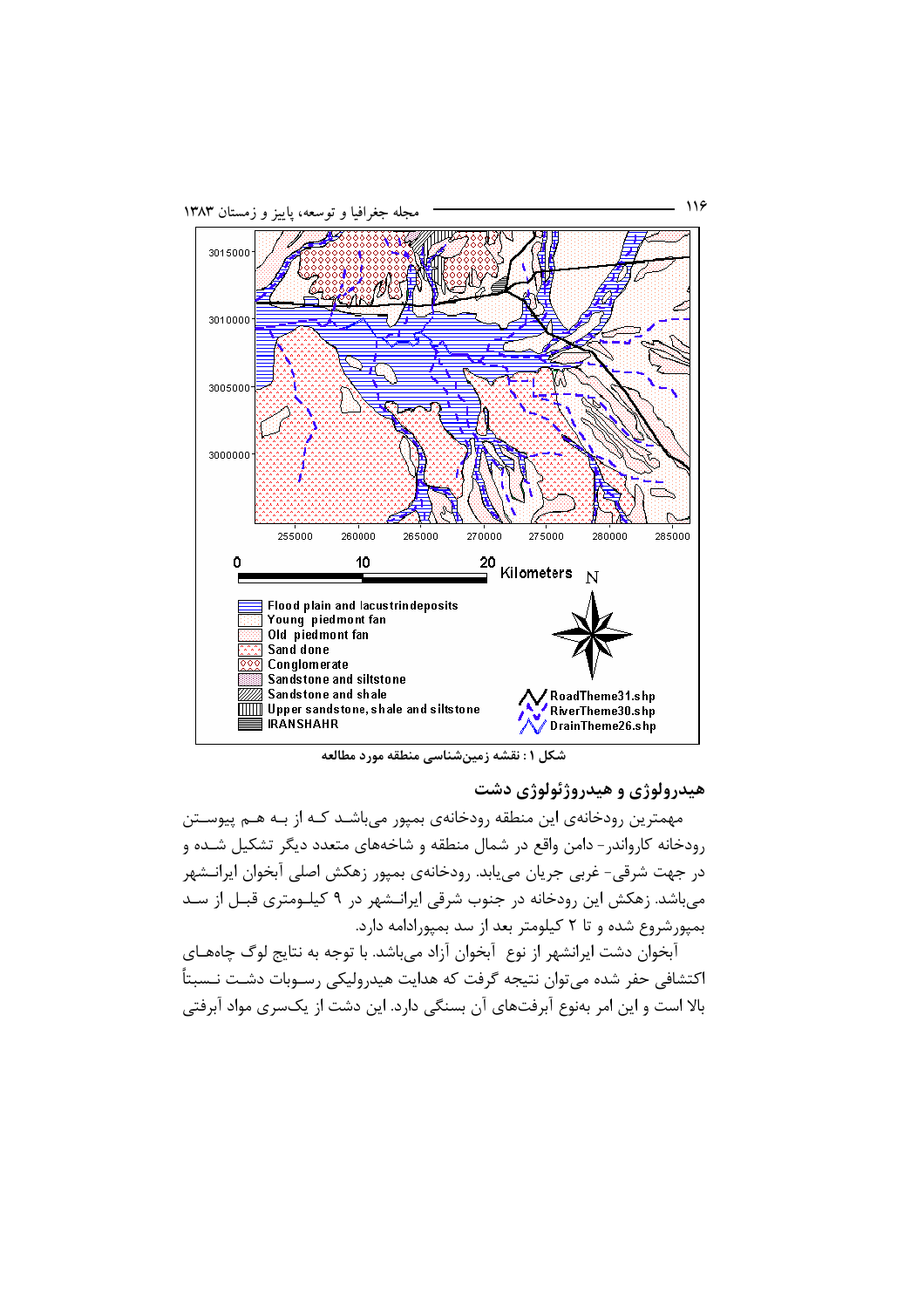شکل ۱: نقشه زمین‌شناسی منطقه مورد مطالعه

## هیدرولوژی و هیدروژئولوژی دشت

مهمترین رودخانه‌ی این منطقه رودخانه‌ی بمپور می‌باشد که از به هم پیوستن رودخانه کاروندر- دامن واقع در شمال منطقه و شاخه‌های متعدد دیگر تشکیل شده و در جهت شرقی- غربی جریان می‌یابد. رودخانه‌ی بمپور زهکش اصلی آبخوان ایرانشهر می‌باشد. زهکش این رودخانه در جنوب شرقی ایرانشهر در ۹ کیلومتری قبل از سد بمپورشروع شده و تا ۲ کیلومتر بعد از سد بمپورادامه دارد.

آبخوان دشت ایرانشهر از نوع آبخوان آزاد می‌باشد. با توجه به نتایج لوگ چاه‌های اکتشافی حفر شده می‌توان نتیجه گرفت که هدایت هیدرولیکی رسوبات دشت نسبتاً بالا است و این امر به‌نوع آبرفت‌های آن بستگی دارد. این دشت از یک‌سری مواد آبرفتی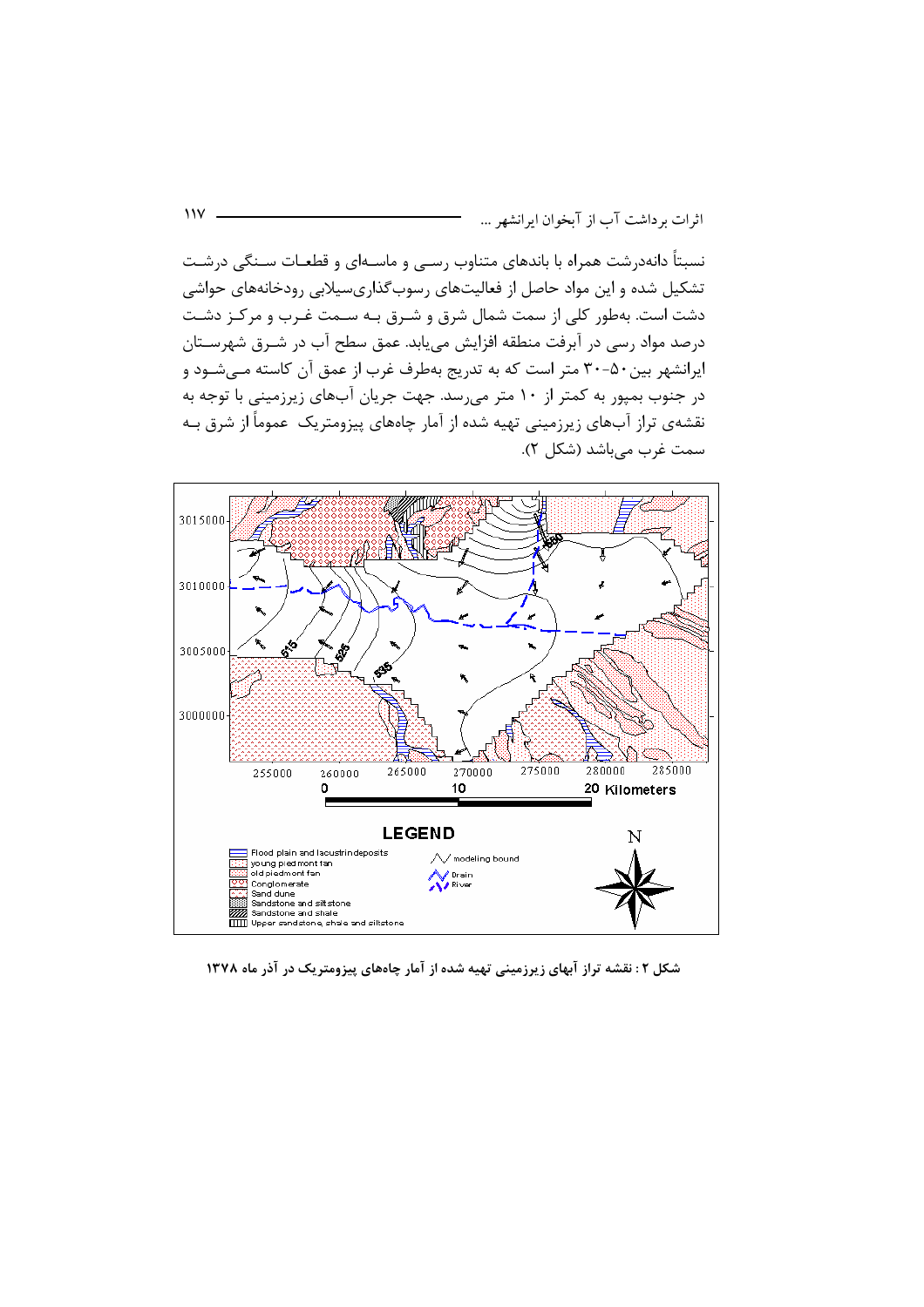نسبتاً دانه‌درشت همراه با باندهای متناوب رسی و ماسه‌ای و قطعات سنگی درشت تشکیل شده و این مواد حاصل از فعالیت‌های رسوب‌گذاری‌سیلابی رودخانه‌های حواشی دشت است. به‌طور کلی از سمت شمال شرق و شرق به سمت غرب و مرکز دشت درصد مواد رسی در آبرفت منطقه افزایش می‌یابد. عمق سطح آب در شرق شهرستان ایرانشهر بین ۵۰-۳۰ متر است که به تدریج به‌طرف غرب از عمق آن کاسته می‌شود و در جنوب بمپور به کمتر از ۱۰ متر می‌رسد. جهت جریان آب‌های زیرزمینی با توجه به نقشه‌ی تراز آب‌های زیرزمینی تهیه شده از آمار چاه‌های پیزومتریک عموماً از شرق به سمت غرب می‌باشد (شکل ۲).

شکل ۲ : نقشه تراز آبهای زیرزمینی تهیه شده از آمار چاه‌های پیزومتریک در آذر ماه ۱۳۷۸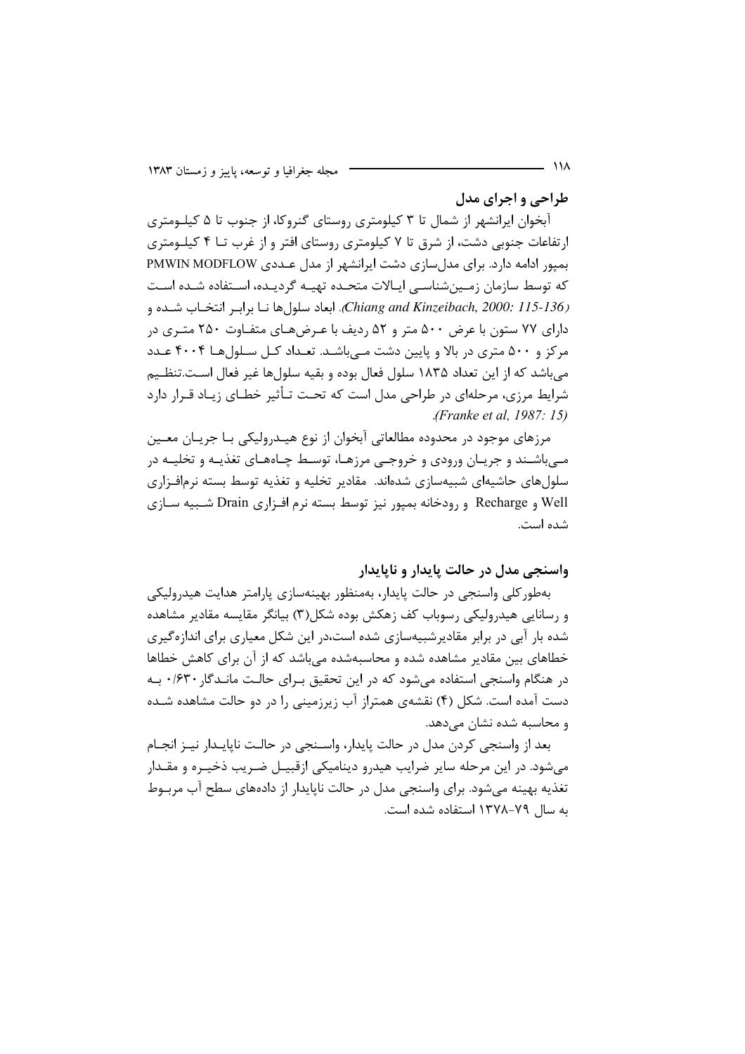## طراحی و اجرای مدل

آبخوان ایرانشهر از شمال تا ۳ کیلومتری روستای گنروکا، از جنوب تا ۵ کیلومتری ارتفاعات جنوبی دشت، از شرق تا ۷ کیلومتری روستای افتر و از غرب تا ۴ کیلومتری بمپور ادامه دارد. برای مدل‌سازی دشت ایرانشهر از مدل عددی PMWIN MODFLOW که توسط سازمان زمین‌شناسی ایالات متحده تهیه گردیده، استفاده شده است (Chiang and Kinzeibach, 2000: 115-136). ابعاد سلول‌ها نابرابر انتخاب شده و دارای ۷۷ ستون با عرض ۵۰۰ متر و ۵۲ ردیف با عرض‌های متفاوت ۲۵۰ متری در مرکز و ۵۰۰ متری در بالا و پایین دشت می‌باشد. تعداد کل سلول‌ها ۴۰۰۴ عدد می‌باشد که از این تعداد ۱۸۳۵ سلول فعال بوده و بقیه سلول‌ها غیر فعال است.تنظیم شرایط مرزی، مرحله‌ای در طراحی مدل است که تحت تأثیر خطای زیاد قرار دارد (Franke et al, 1987: 15).

مرزهای موجود در محدوده مطالعاتی آبخوان از نوع هیدرولیکی با جریان معین می‌باشند و جریان ورودی و خروجی مرزها، توسط چاه‌های تغذیه و تخلیه در سلول‌های حاشیه‌ای شبیه‌سازی شده‌اند. مقادیر تخلیه و تغذیه توسط بسته نرم‌افزاری Well و Recharge و رودخانه بمپور نیز توسط بسته نرم افزاری Drain شبیه سازی شده است.

## واسنجی مدل در حالت پایدار و ناپایدار

به‌طورکلی واسنجی در حالت پایدار، به‌منظور بهینه‌سازی پارامتر هدایت هیدرولیکی و رسانایی هیدرولیکی رسوباب کف زهکش بوده شکل(۳) بیانگر مقایسه مقادیر مشاهده شده بار آبی در برابر مقادیرشبیه‌سازی شده است،در این شکل معیاری برای اندازه‌گیری خطاهای بین مقادیر مشاهده شده و محاسبه‌شده می‌باشد که از آن برای کاهش خطاها در هنگام واسنجی استفاده می‌شود که در این تحقیق برای حالت ماندگار ۰/۶۳۰ به دست آمده است. شکل (۴) نقشه‌ی همتراز آب زیرزمینی را در دو حالت مشاهده شده و محاسبه شده نشان می‌دهد.

بعد از واسنجی کردن مدل در حالت پایدار، واسنجی در حالت ناپایدار نیز انجام می‌شود. در این مرحله سایر ضرایب هیدرو دینامیکی ازقبیل ضریب ذخیره و مقدار تغذیه بهینه می‌شود. برای واسنجی مدل در حالت ناپایدار از داده‌های سطح آب مربوط به سال ۷۹-۱۳۷۸ استفاده شده است.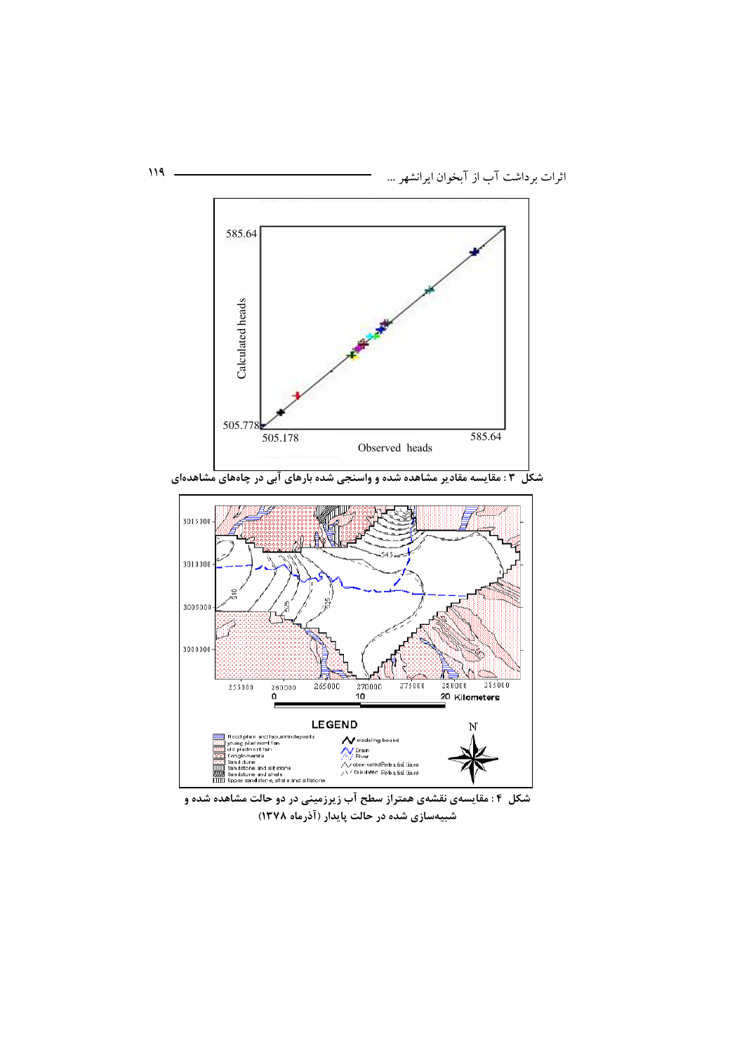شکل ۳ : مقایسه مقادیر مشاهده شده و واسنجی شده بارهای آبی در چاه‌های مشاهده‌ای

شکل ۴ : مقایسه‌ی نقشه‌ی همتراز سطح آب زیرزمینی در دو حالت مشاهده شده و شبیه‌سازی شده در حالت پایدار (آذرماه ۱۳۷۸)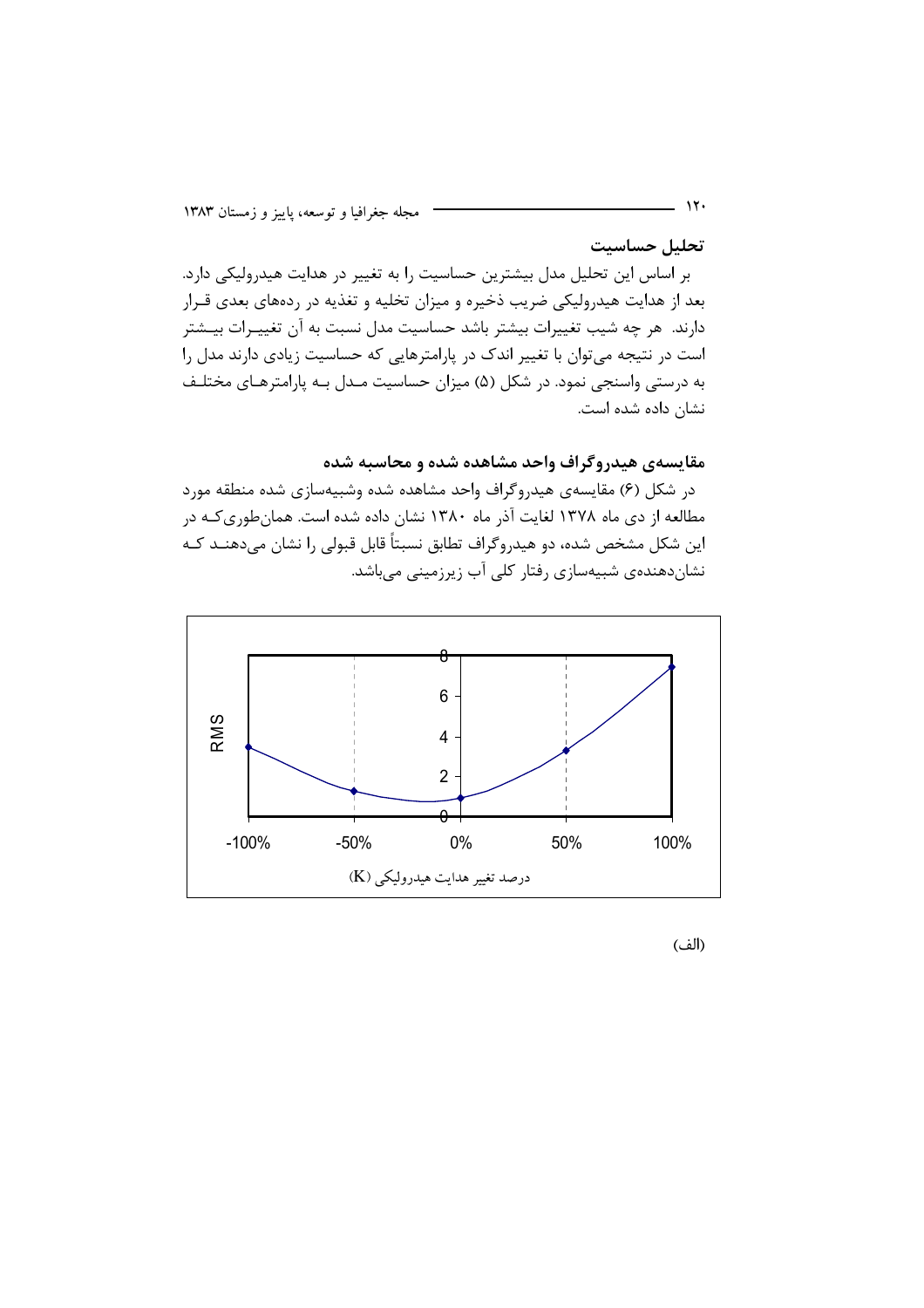## تحلیل حساسیت

بر اساس این تحلیل مدل بیشترین حساسیت را به تغییر در هدایت هیدرولیکی دارد. بعد از هدایت هیدرولیکی ضریب ذخیره و میزان تخلیه و تغذیه در رده‌های بعدی قرار دارند. هر چه شیب تغییرات بیشتر باشد حساسیت مدل نسبت به آن تغییرات بیشتر است در نتیجه می‌توان با تغییر اندک در پارامترهایی که حساسیت زیادی دارند مدل را به درستی واسنجی نمود. در شکل (۵) میزان حساسیت مدل بـه پارامترهـای مختلـف نشان داده شده است.

## مقایسه‌ی هیدروگراف واحد مشاهده شده و محاسبه شده

در شکل (۶) مقایسه‌ی هیدروگراف واحد مشاهده شده وشبیه‌سازی شده منطقه مورد مطالعه از دی ماه ۱۳۷۸ لغایت آذر ماه ۱۳۸۰ نشان داده شده است. همان‌طوری‌کـه در این شکل مشخص شده، دو هیدروگراف تطابق نسبتاً قابل قبولی را نشان می‌دهنـد کـه نشان‌دهنده‌ی شبیه‌سازی رفتار کلی آب زیرزمینی می‌باشد.

(الف)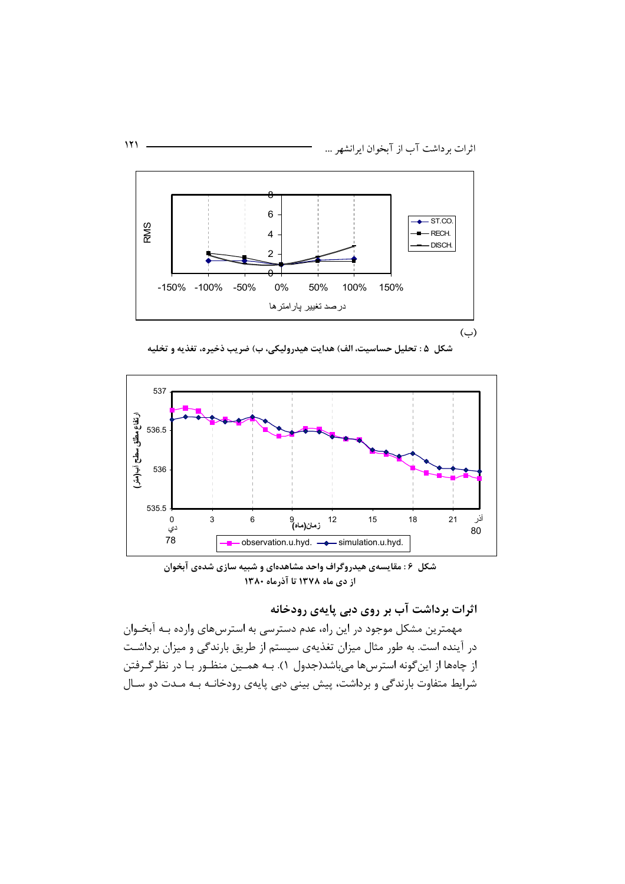(ب)

**شکل ۵ : تحلیل حساسیت، الف) هدایت هیدرولیکی، ب) ضریب ذخیره، تغذیه و تخلیه**

**شکل ۶ : مقایسه‌ی هیدروگراف واحد مشاهده‌ای و شبیه سازی شده‌ی آبخوان از دی ماه ۱۳۷۸ تا آذرماه ۱۳۸۰**

## اثرات برداشت آب بر روی دبی پایه‌ی رودخانه

مهمترین مشکل موجود در این راه، عدم دسترسی به استرس‌های وارده بـه آبخـوان در آینده است. به طور مثال میزان تغذیه‌ی سیستم از طریق بارندگی و میزان برداشـت از چاه‌ها از این‌گونه استرس‌ها می‌باشد(جدول ۱). بـه همـین منظـور بـا در نظرگـرفتن شرایط متفاوت بارندگی و برداشت، پیش بینی دبی پایه‌ی رودخانـه بـه مـدت دو سـال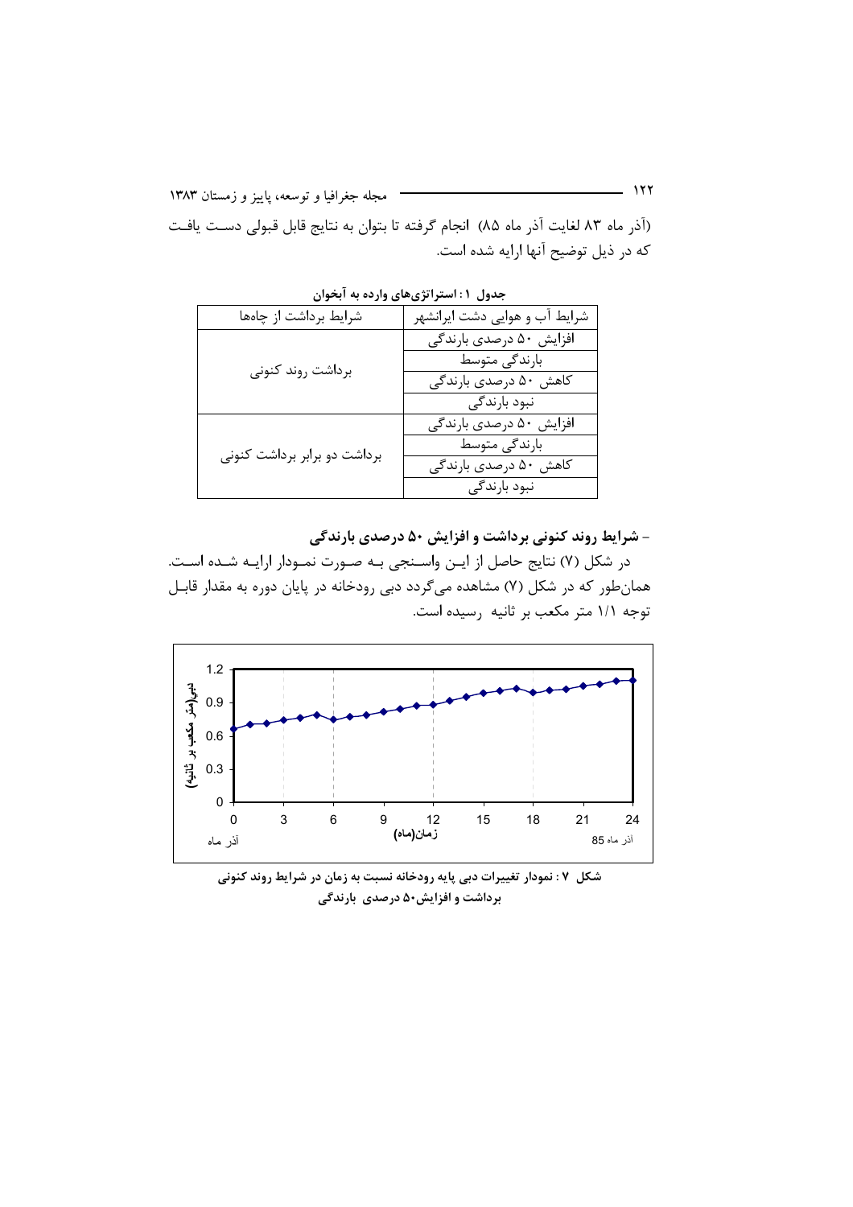(آذر ماه ۸۳ لغایت آذر ماه ۸۵) انجام گرفته تا بتوان به نتایج قابل قبولی دست یافت که در ذیل توضیح آنها ارایه شده است.

**جدول ۱: استراتژی‌های وارده به آبخوان**

| شرایط آب و هوایی دشت ایرانشهر | شرایط برداشت از چاه‌ها |
|---|---|
| افزایش ۵۰ درصدی بارندگی | برداشت روند کنونی |
| بارندگی متوسط | |
| کاهش ۵۰ درصدی بارندگی | |
| نبود بارندگی | |
| افزایش ۵۰ درصدی بارندگی | برداشت دو برابر برداشت کنونی |
| بارندگی متوسط | |
| کاهش ۵۰ درصدی بارندگی | |
| نبود بارندگی | |

**- شرایط روند کنونی برداشت و افزایش ۵۰ درصدی بارندگی**

در شکل (۷) نتایج حاصل از این واسنجی به صورت نمودار ارایه شده است. همان‌طور که در شکل (۷) مشاهده می‌گردد دبی رودخانه در پایان دوره به مقدار قابل توجه ۱/۱ متر مکعب بر ثانیه رسیده است.

**شکل ۷: نمودار تغییرات دبی پایه رودخانه نسبت به زمان در شرایط روند کنونی برداشت و افزایش۵۰ درصدی بارندگی**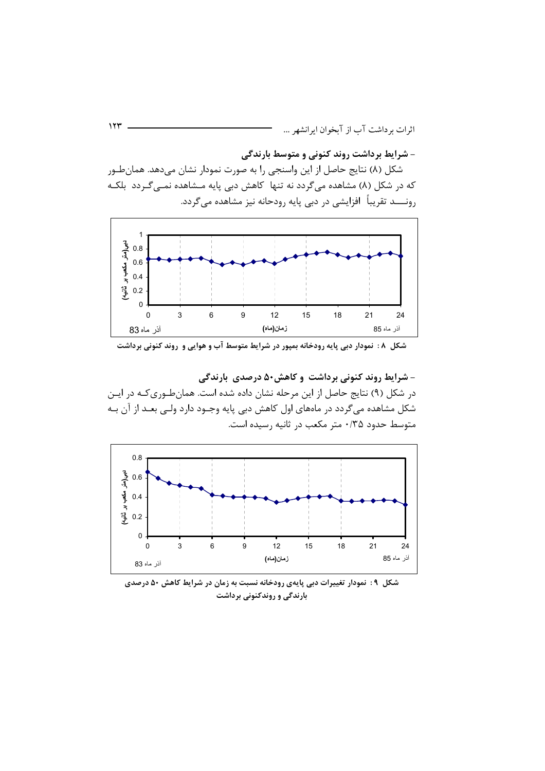- **شرایط برداشت روند کنونی و متوسط بارندگی**

شکل (۸) نتایج حاصل از این واسنجی را به صورت نمودار نشان می‌دهد. همان‌طور که در شکل (۸) مشاهده می‌گردد نه تنها کاهش دبی پایه مشاهده نمی‌گردد بلکه رونـــد تقریباً افزایشی در دبی پایه رودخانه نیز مشاهده می‌گردد.

**شکل ۸ : نمودار دبی پایه رودخانه بمپور در شرایط متوسط آب و هوایی و روند کنونی برداشت**

- **شرایط روند کنونی برداشت و کاهش۵۰ درصدی بارندگی**

در شکل (۹) نتایج حاصل از این مرحله نشان داده شده است. همان‌طوری‌که در این شکل مشاهده می‌گردد در ماه‌های اول کاهش دبی پایه وجود دارد ولی بعد از آن به متوسط حدود ۰/۳۵ متر مکعب در ثانیه رسیده است.

**شکل ۹ : نمودار تغییرات دبی پایه‌ی رودخانه نسبت به زمان در شرایط کاهش ۵۰ درصدی بارندگی و روندکنونی برداشت**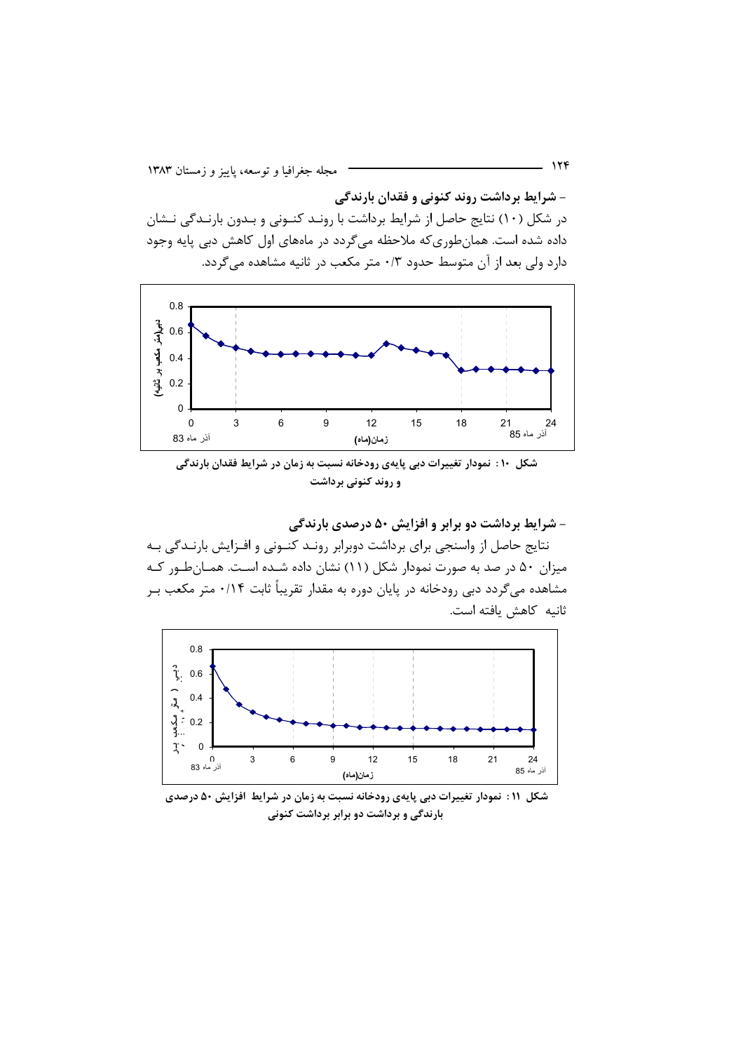- **شرایط برداشت روند کنونی و فقدان بارندگی**

در شکل (۱۰) نتایج حاصل از شرایط برداشت با روند کنونی و بدون بارندگی نشان داده شده است. همان‌طوری‌که ملاحظه می‌گردد در ماه‌های اول کاهش دبی پایه وجود دارد ولی بعد از آن متوسط حدود ۰/۳ متر مکعب در ثانیه مشاهده می‌گردد.

**شکل ۱۰: نمودار تغییرات دبی پایه‌ی رودخانه نسبت به زمان در شرایط فقدان بارندگی و روند کنونی برداشت**

- **شرایط برداشت دو برابر و افزایش ۵۰ درصدی بارندگی**

نتایج حاصل از واسنجی برای برداشت دوبرابر روند کنونی و افزایش بارندگی به میزان ۵۰ در صد به صورت نمودار شکل (۱۱) نشان داده شده است. همان‌طور که مشاهده می‌گردد دبی رودخانه در پایان دوره به مقدار تقریباً ثابت ۰/۱۴ متر مکعب بر ثانیه کاهش یافته است.

**شکل ۱۱: نمودار تغییرات دبی پایه‌ی رودخانه نسبت به زمان در شرایط افزایش ۵۰ درصدی بارندگی و برداشت دو برابر برداشت کنونی**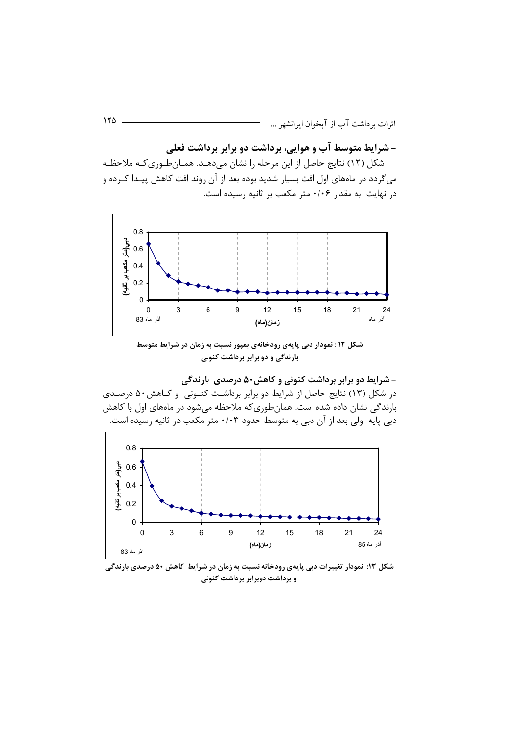- **شرایط متوسط آب و هوایی، برداشت دو برابر برداشت فعلی**

شکل (۱۲) نتایج حاصل از این مرحله را نشان می‌دهد. همان‌طوری‌که ملاحظه می‌گردد در ماه‌های اول افت بسیار شدید بوده بعد از آن روند افت کاهش پیدا کرده و در نهایت به مقدار ۰/۰۶ متر مکعب بر ثانیه رسیده است.

**شکل ۱۲ : نمودار دبی پایه‌ی رودخانه‌ی بمپور نسبت به زمان در شرایط متوسط بارندگی و دو برابر برداشت کنونی**

- **شرایط دو برابر برداشت کنونی و کاهش ۵۰ درصدی بارندگی**

در شکل (۱۳) نتایج حاصل از شرایط دو برابر برداشت کنونی و کاهش ۵۰ درصدی بارندگی نشان داده شده است. همان‌طوری‌که ملاحظه می‌شود در ماه‌های اول با کاهش دبی پایه ولی بعد از آن دبی به متوسط حدود ۰/۰۳ متر مکعب در ثانیه رسیده است.

**شکل ۱۳: نمودار تغییرات دبی پایه‌ی رودخانه نسبت به زمان در شرایط کاهش ۵۰ درصدی بارندگی و برداشت دوبرابر برداشت کنونی**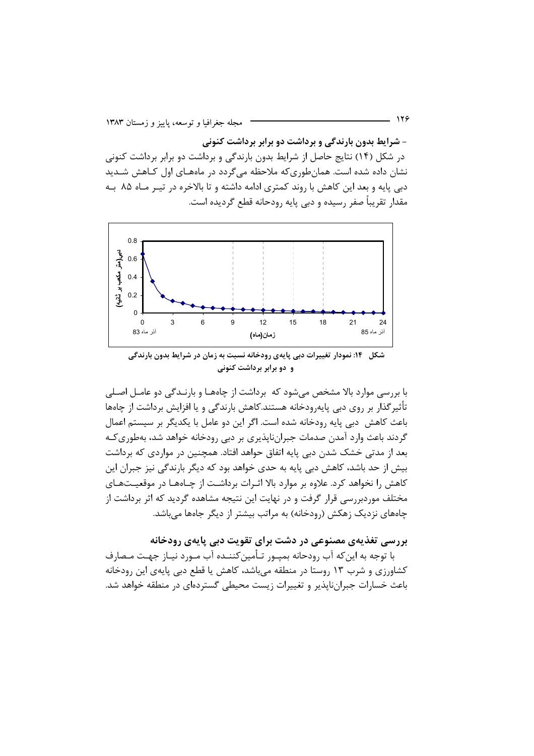**- شرایط بدون بارندگی و برداشت دو برابر برداشت کنونی**

در شکل (۱۴) نتایج حاصل از شرایط بدون بارندگی و برداشت دو برابر برداشت کنونی نشان داده شده است. همان‌طوری‌که ملاحظه می‌گردد در ماه‌های اول کاهش شدید دبی پایه و بعد این کاهش با روند کمتری ادامه داشته و تا بالاخره در تیر ماه ۸۵ به مقدار تقریباً صفر رسیده و دبی پایه رودخانه قطع گردیده است.

**شکل ۱۴: نمودار تغییرات دبی پایه‌ی رودخانه نسبت به زمان در شرایط بدون بارندگی و دو برابر برداشت کنونی**

با بررسی موارد بالا مشخص می‌شود که برداشت از چاه‌ها و بارندگی دو عامل اصلی تأثیرگذار بر روی دبی پایه‌رودخانه هستند.کاهش بارندگی و یا افزایش برداشت از چاه‌ها باعث کاهش دبی پایه رودخانه شده است. اگر این دو عامل با یکدیگر بر سیستم اعمال گردند باعث وارد آمدن صدمات جبران‌ناپذیری بر دبی رودخانه خواهد شد، به‌طوری‌که بعد از مدتی خشک شدن دبی پایه اتفاق خواهد افتاد. همچنین در مواردی که برداشت بیش از حد باشد، کاهش دبی پایه به حدی خواهد بود که دیگر بارندگی نیز جبران این کاهش را نخواهد کرد. علاوه بر موارد بالا اثرات برداشت از چاه‌ها در موقعیت‌های مختلف موردبررسی قرار گرفت و در نهایت این نتیجه مشاهده گردید که اثر برداشت از چاه‌های نزدیک زهکش (رودخانه) به مراتب بیشتر از دیگر جاه‌ها می‌باشد.

## بررسی تغذیه‌ی مصنوعی در دشت برای تقویت دبی پایه‌ی رودخانه

با توجه به این‌که آب رودخانه بمپور تأمین‌کننده آب مورد نیاز جهت مصارف کشاورزی و شرب ۱۳ روستا در منطقه می‌باشد، کاهش یا قطع دبی پایه‌ی این رودخانه باعث خسارات جبران‌ناپذیر و تغییرات زیست محیطی گسترده‌ای در منطقه خواهد شد.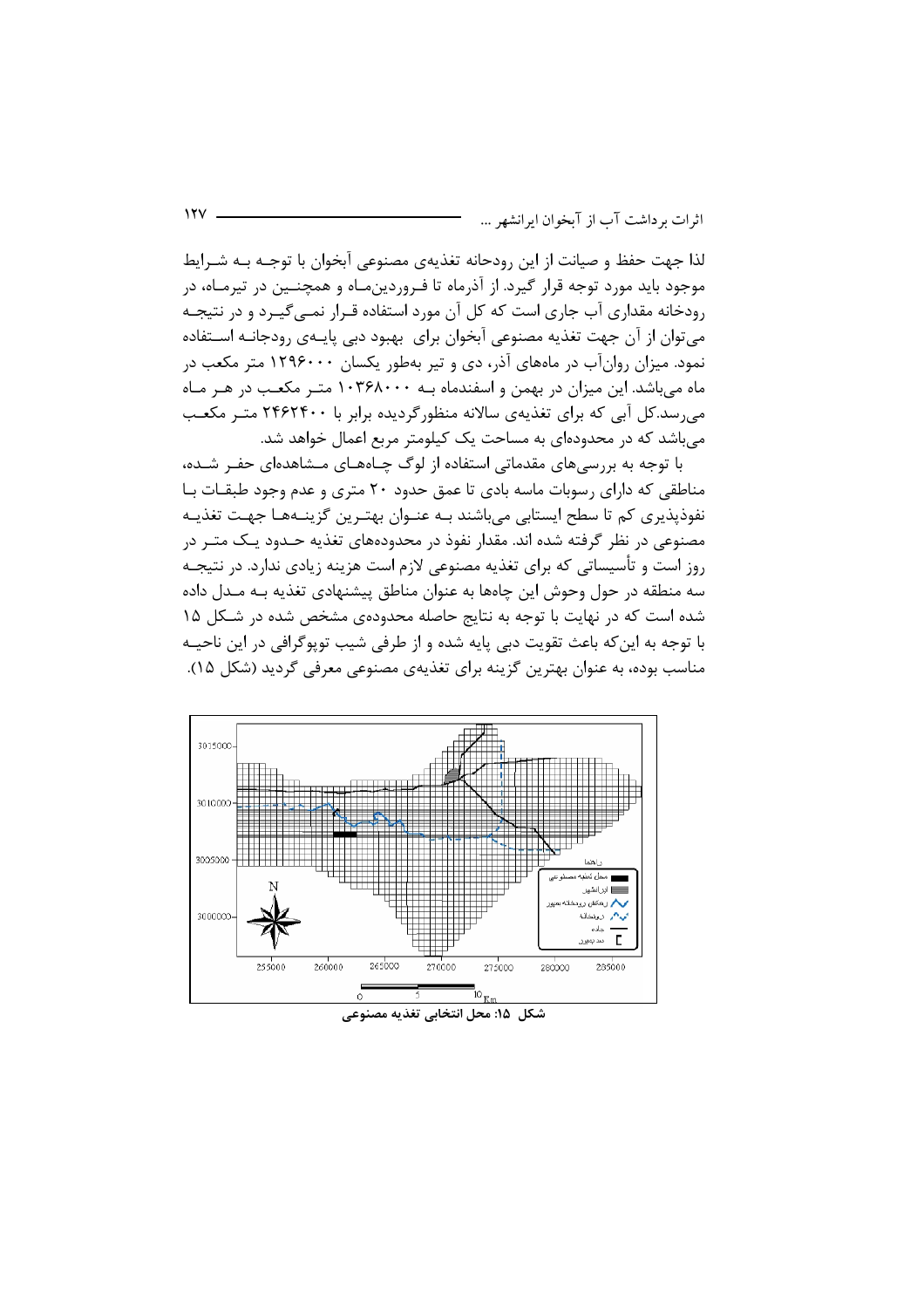لذا جهت حفظ و صیانت از این رودحانه تغذیه‌ی مصنوعی آبخوان با توجـه بـه شـرایط موجود باید مورد توجه قرار گیرد. از آذرماه تا فـروردین‌مـاه و همچنـین در تیرمـاه، در رودخانه مقداری آب جاری است که کل آن مورد استفاده قـرار نمـی‌گیـرد و در نتیجـه می‌توان از آن جهت تغذیه مصنوعی آبخوان برای بهبود دبی پایـه‌ی رودجانـه اسـتفاده نمود. میزان روان‌آب در ماه‌های آذر، دی و تیر به‌طور یکسان ۱۲۹۶۰۰۰ متر مکعب در ماه می‌باشد. این میزان در بهمن و اسفندماه بـه ۱۰۳۶۸۰۰ متـر مکعـب در هـر مـاه می‌رسد.کل آبی که برای تغذیه‌ی سالانه منظورگردیده برابر با ۲۴۶۲۴۰۰ متـر مکعـب می‌باشد که در محدوده‌ای به مساحت یک کیلومتر مربع اعمال خواهد شد.

با توجه به بررسی‌های مقدماتی استفاده از لوگ چـاه‌هـای مـشاهده‌ای حفـر شـده، مناطقی که دارای رسوبات ماسه بادی تا عمق حدود ۲۰ متری و عدم وجود طبقـات بـا نفوذپذیری کم تا سطح ایستابی می‌باشند بـه عنـوان بهتـرین گزینـه‌هـا جهـت تغذیـه مصنوعی در نظر گرفته شده اند. مقدار نفوذ در محدوده‌های تغذیه حـدود یـک متـر در روز است و تأسیساتی که برای تغذیه مصنوعی لازم است هزینه زیادی ندارد. در نتیجـه سه منطقه در حول وحوش این چاه‌ها به عنوان مناطق پیشنهادی تغذیه بـه مـدل داده شده است که در نهایت با توجه به نتایج حاصله محدوده‌ی مشخص شده در شـکل ۱۵ با توجه به این‌که باعث تقویت دبی پایه شده و از طرفی شیب توپوگرافی در این ناحیـه مناسب بوده، به عنوان بهترین گزینه برای تغذیه‌ی مصنوعی معرفی گردید (شکل ۱۵).

**شکل ۱۵: محل انتخابی تغذیه مصنوعی**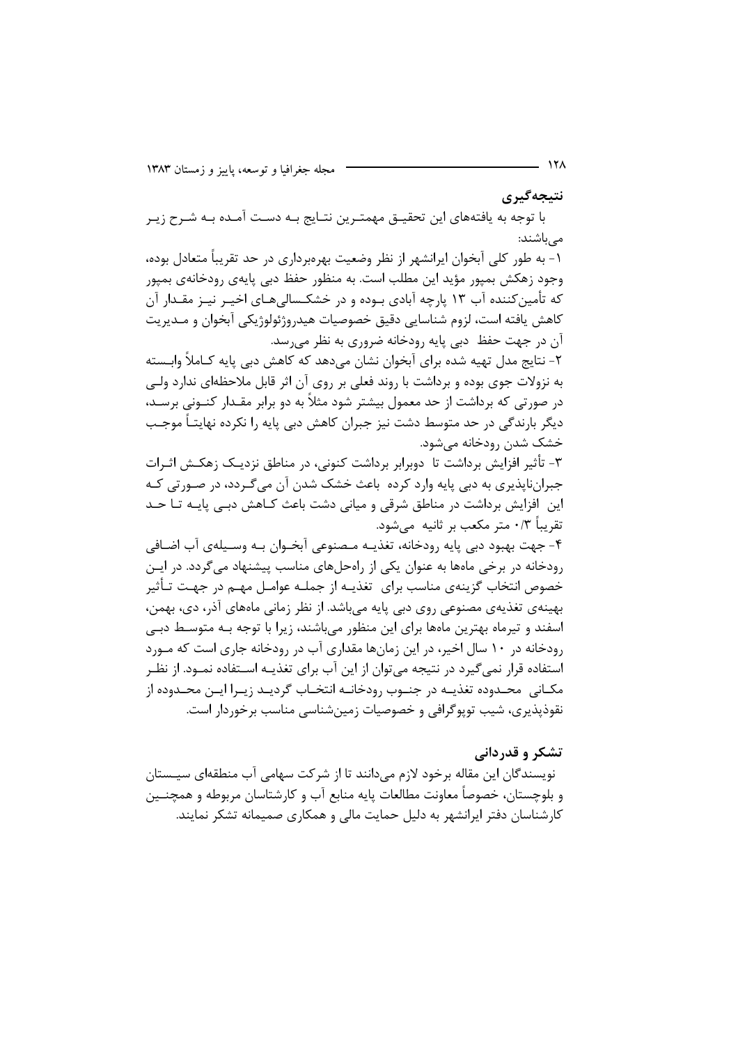## نتیجه‌گیری

با توجه به یافته‌های این تحقیق مهمترین نتایج به دست آمده به شرح زیر می‌باشند:

۱- به طور کلی آبخوان ایرانشهر از نظر وضعیت بهره‌برداری در حد تقریباً متعادل بوده، وجود زهکش بمپور مؤید این مطلب است. به منظور حفظ دبی پایه‌ی رودخانه‌ی بمپور که تأمین‌کننده آب ۱۳ پارچه آبادی بوده و در خشکسالی‌های اخیر نیز مقدار آن کاهش یافته است، لزوم شناسایی دقیق خصوصیات هیدروژئولوژیکی آبخوان و مدیریت آن در جهت حفظ دبی پایه رودخانه ضروری به نظر می‌رسد.

۲- نتایج مدل تهیه شده برای آبخوان نشان می‌دهد که کاهش دبی پایه کاملاً وابسته به نزولات جوی بوده و برداشت با روند فعلی بر روی آن اثر قابل ملاحظه‌ای ندارد ولی در صورتی که برداشت از حد معمول بیشتر شود مثلاً به دو برابر مقدار کنونی برسد، دیگر بارندگی در حد متوسط دشت نیز جبران کاهش دبی پایه را نکرده نهایتاً موجب خشک شدن رودخانه می‌شود.

۳- تأثیر افزایش برداشت تا دوبرابر برداشت کنونی، در مناطق نزدیک زهکش اثرات جبران‌ناپذیری به دبی پایه وارد کرده باعث خشک شدن آن می‌گردد، در صورتی که این افزایش برداشت در مناطق شرقی و میانی دشت باعث کاهش دبی پایه تا حد تقریباً ۰/۳ متر مکعب بر ثانیه می‌شود.

۴- جهت بهبود دبی پایه رودخانه، تغذیه مصنوعی آبخوان به وسیله‌ی آب اضافی رودخانه در برخی ماه‌ها به عنوان یکی از راه‌حل‌های مناسب پیشنهاد می‌گردد. در این خصوص انتخاب گزینه‌ی مناسب برای تغذیه از جمله عوامل مهم در جهت تأثیر بهینه‌ی تغذیه‌ی مصنوعی روی دبی پایه می‌باشد. از نظر زمانی ماه‌های آذر، دی، بهمن، اسفند و تیرماه بهترین ماه‌ها برای این منظور می‌باشند، زیرا با توجه به متوسط دبی رودخانه در ۱۰ سال اخیر، در این زمان‌ها مقداری آب در رودخانه جاری است که مورد استفاده قرار نمی‌گیرد در نتیجه می‌توان از این آب برای تغذیه استفاده نمود. از نظر مکانی محدوده تغذیه در جنوب رودخانه انتخاب گردید زیرا این محدوده از نفوذپذیری، شیب توپوگرافی و خصوصیات زمین‌شناسی مناسب برخوردار است.

## تشکر و قدردانی

نویسندگان این مقاله برخود لازم می‌دانند تا از شرکت سهامی آب منطقه‌ای سیستان و بلوچستان، خصوصاً معاونت مطالعات پایه منابع آب و کارشناسان مربوطه و همچنین کارشناسان دفتر ایرانشهر به دلیل حمایت مالی و همکاری صمیمانه تشکر نمایند.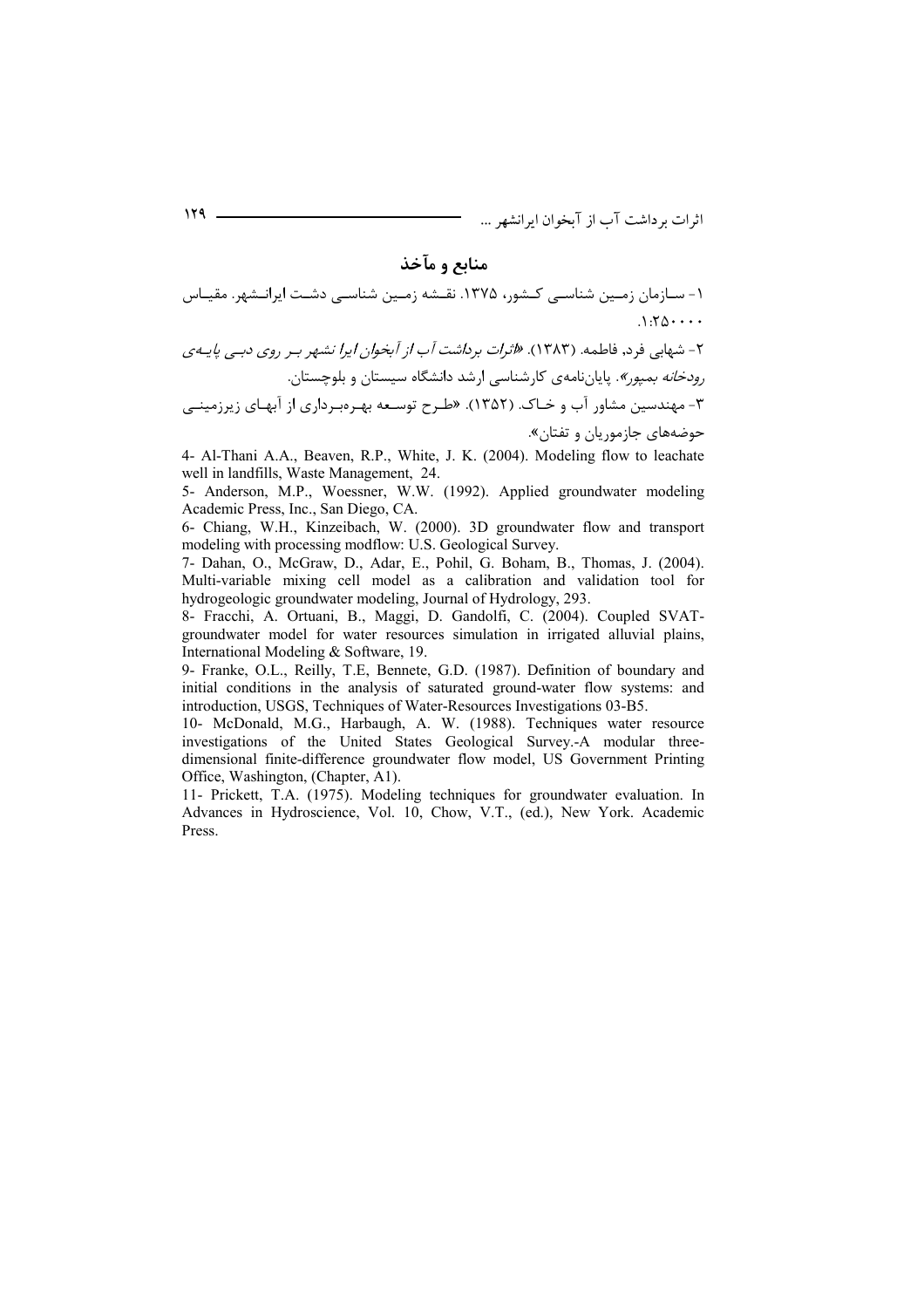## منابع و مآخذ

۱- سازمان زمین شناسی کشور، ۱۳۷۵. نقشه زمین شناسی دشت ایرانشهر. مقیاس ۱:۲۵۰۰۰۰.

۲- شهابی فرد, فاطمه. (۱۳۸۳). *«اثرات برداشت آب از آبخوان ایرانشهر بر روی دبی پایه‌ی رودخانه بمپور»*. پایان‌نامه‌ی کارشناسی ارشد دانشگاه سیستان و بلوچستان.

۳- مهندسین مشاور آب و خاک. (۱۳۵۲). «طرح توسعه بهره‌برداری از آبهای زیرزمینی حوضه‌های جازموریان و تفتان».

4- Al-Thani A.A., Beaven, R.P., White, J. K. (2004). Modeling flow to leachate well in landfills, Waste Management, 24.

5- Anderson, M.P., Woessner, W.W. (1992). Applied groundwater modeling Academic Press, Inc., San Diego, CA.

6- Chiang, W.H., Kinzeibach, W. (2000). 3D groundwater flow and transport modeling with processing modflow: U.S. Geological Survey.

7- Dahan, O., McGraw, D., Adar, E., Pohil, G. Boham, B., Thomas, J. (2004). Multi-variable mixing cell model as a calibration and validation tool for hydrogeologic groundwater modeling, Journal of Hydrology, 293.

8- Fracchi, A. Ortuani, B., Maggi, D. Gandolfi, C. (2004). Coupled SVAT-groundwater model for water resources simulation in irrigated alluvial plains, International Modeling & Software, 19.

9- Franke, O.L., Reilly, T.E, Bennete, G.D. (1987). Definition of boundary and initial conditions in the analysis of saturated ground-water flow systems: and introduction, USGS, Techniques of Water-Resources Investigations 03-B5.

10- McDonald, M.G., Harbaugh, A. W. (1988). Techniques water resource investigations of the United States Geological Survey.-A modular three-dimensional finite-difference groundwater flow model, US Government Printing Office, Washington, (Chapter, A1).

11- Prickett, T.A. (1975). Modeling techniques for groundwater evaluation. In Advances in Hydroscience, Vol. 10, Chow, V.T., (ed.), New York. Academic Press.